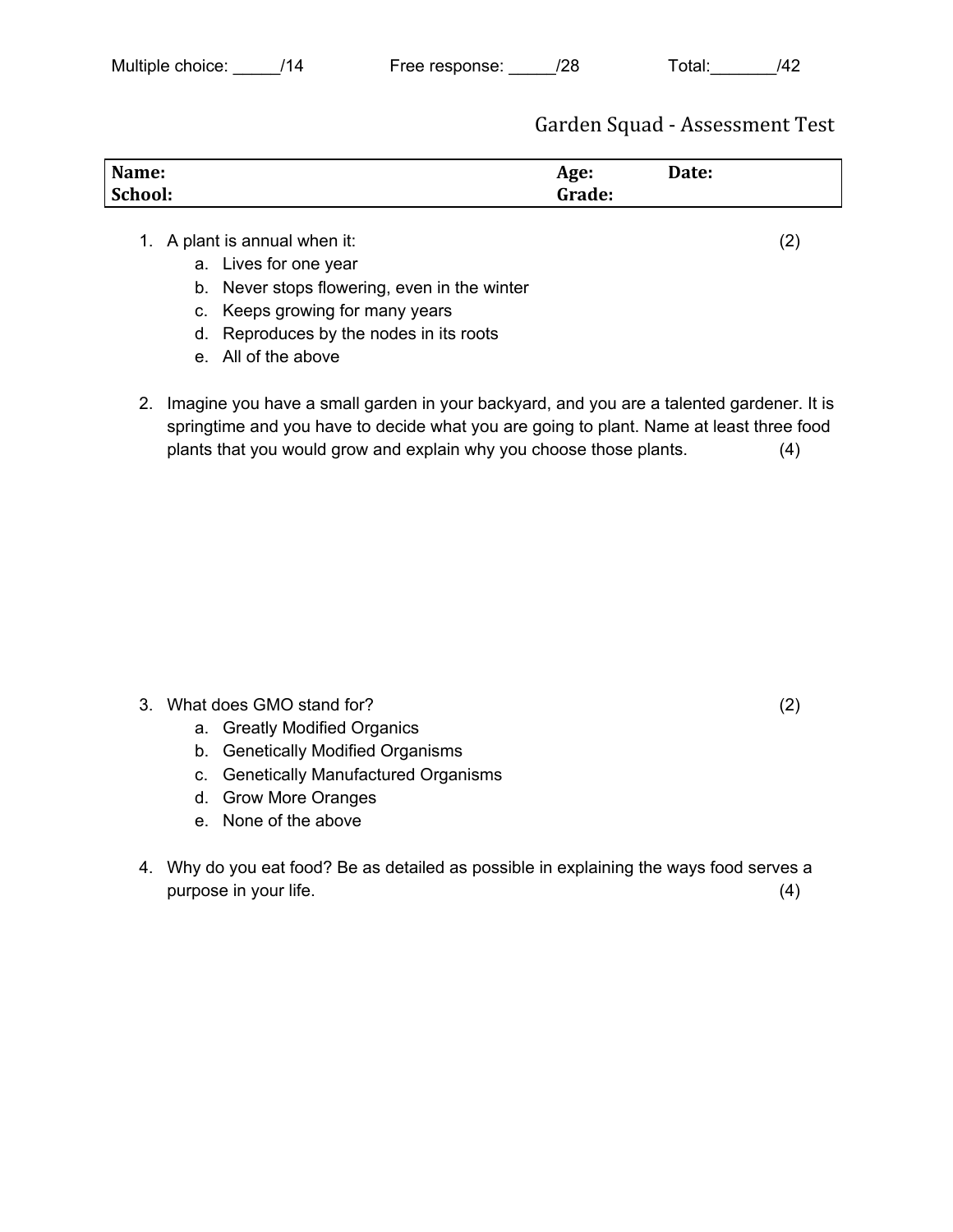Multiple choice: _____/14 Free response: _____/28 Total:_______/42

# Garden Squad - Assessment Test

| **Name:** | **Age:** | **Date:** |
|---|---|---|
| **School:** | **Grade:** | |

1. A plant is annual when it: (2)
   a. Lives for one year
   b. Never stops flowering, even in the winter
   c. Keeps growing for many years
   d. Reproduces by the nodes in its roots
   e. All of the above

2. Imagine you have a small garden in your backyard, and you are a talented gardener. It is springtime and you have to decide what you are going to plant. Name at least three food plants that you would grow and explain why you choose those plants. (4)

3. What does GMO stand for? (2)
   a. Greatly Modified Organics
   b. Genetically Modified Organisms
   c. Genetically Manufactured Organisms
   d. Grow More Oranges
   e. None of the above

4. Why do you eat food? Be as detailed as possible in explaining the ways food serves a purpose in your life. (4)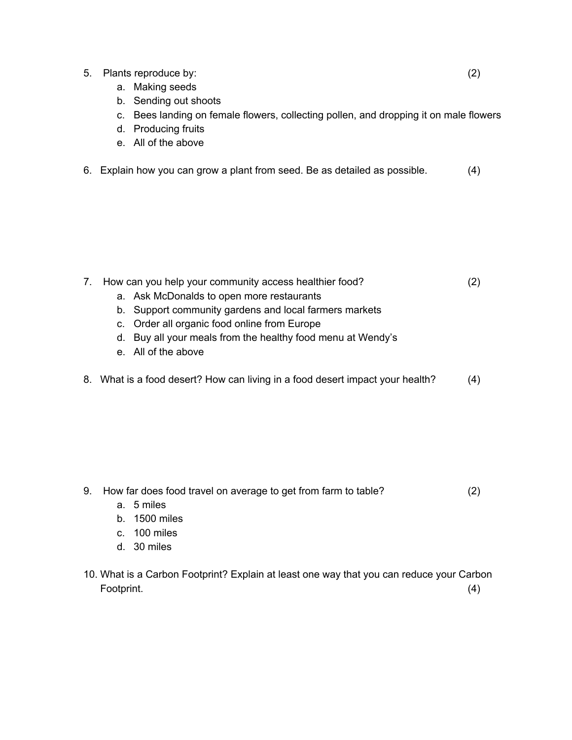5. Plants reproduce by: (2)
   a. Making seeds
   b. Sending out shoots
   c. Bees landing on female flowers, collecting pollen, and dropping it on male flowers
   d. Producing fruits
   e. All of the above

6. Explain how you can grow a plant from seed. Be as detailed as possible. (4)

7. How can you help your community access healthier food? (2)
   a. Ask McDonalds to open more restaurants
   b. Support community gardens and local farmers markets
   c. Order all organic food online from Europe
   d. Buy all your meals from the healthy food menu at Wendy's
   e. All of the above

8. What is a food desert? How can living in a food desert impact your health? (4)

9. How far does food travel on average to get from farm to table? (2)
   a. 5 miles
   b. 1500 miles
   c. 100 miles
   d. 30 miles

10. What is a Carbon Footprint? Explain at least one way that you can reduce your Carbon Footprint. (4)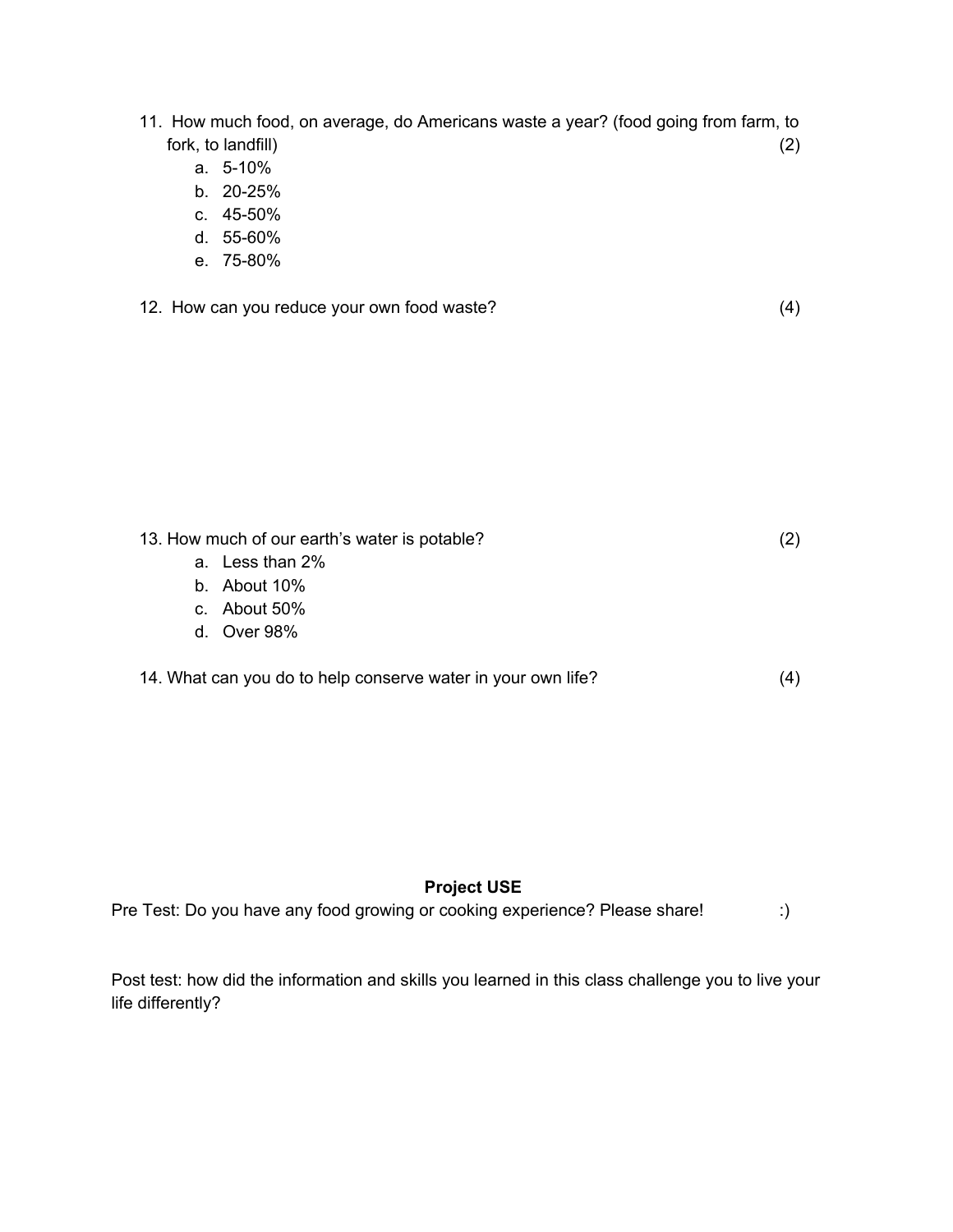11. How much food, on average, do Americans waste a year? (food going from farm, to fork, to landfill) (2)
    a. 5-10%
    b. 20-25%
    c. 45-50%
    d. 55-60%
    e. 75-80%

12. How can you reduce your own food waste? (4)

13. How much of our earth's water is potable? (2)
    a. Less than 2%
    b. About 10%
    c. About 50%
    d. Over 98%

14. What can you do to help conserve water in your own life? (4)

**Project USE**

Pre Test: Do you have any food growing or cooking experience? Please share! :)

Post test: how did the information and skills you learned in this class challenge you to live your life differently?